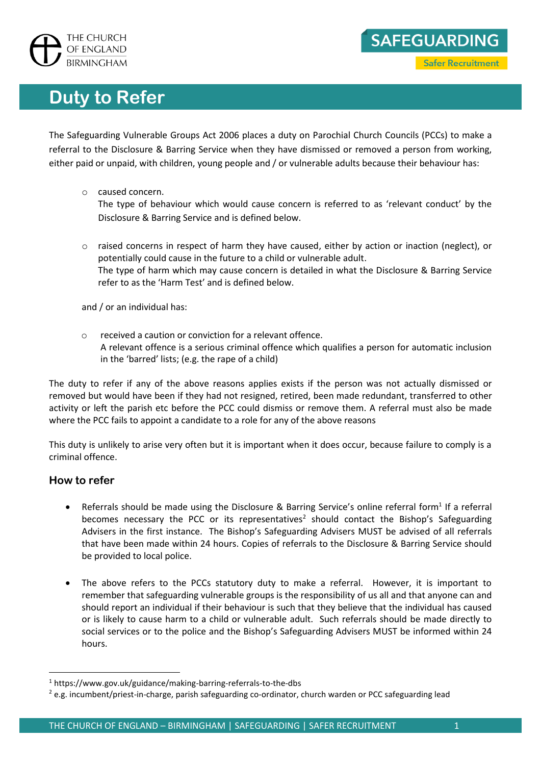# Duty to Refer

The Safeguarding Vulnerable Groups Act 2006 places a duty on Parochial Church Councils (PCCs) to make a referral to the Disclosure & Barring Service when they have dismissed or removed a person from working, either paid or unpaid, with children, young people and / or vulnerable adults because their behaviour has:

- caused concern.
  The type of behaviour which would cause concern is referred to as 'relevant conduct' by the Disclosure & Barring Service and is defined below.

- raised concerns in respect of harm they have caused, either by action or inaction (neglect), or potentially could cause in the future to a child or vulnerable adult.
  The type of harm which may cause concern is detailed in what the Disclosure & Barring Service refer to as the 'Harm Test' and is defined below.

and / or an individual has:

- received a caution or conviction for a relevant offence.
  A relevant offence is a serious criminal offence which qualifies a person for automatic inclusion in the 'barred' lists; (e.g. the rape of a child)

The duty to refer if any of the above reasons applies exists if the person was not actually dismissed or removed but would have been if they had not resigned, retired, been made redundant, transferred to other activity or left the parish etc before the PCC could dismiss or remove them. A referral must also be made where the PCC fails to appoint a candidate to a role for any of the above reasons

This duty is unlikely to arise very often but it is important when it does occur, because failure to comply is a criminal offence.

## How to refer

- Referrals should be made using the Disclosure & Barring Service's online referral form[1] If a referral becomes necessary the PCC or its representatives[2] should contact the Bishop's Safeguarding Advisers in the first instance. The Bishop's Safeguarding Advisers MUST be advised of all referrals that have been made within 24 hours. Copies of referrals to the Disclosure & Barring Service should be provided to local police.

- The above refers to the PCCs statutory duty to make a referral. However, it is important to remember that safeguarding vulnerable groups is the responsibility of us all and that anyone can and should report an individual if their behaviour is such that they believe that the individual has caused or is likely to cause harm to a child or vulnerable adult. Such referrals should be made directly to social services or to the police and the Bishop's Safeguarding Advisers MUST be informed within 24 hours.

---

[1] https://www.gov.uk/guidance/making-barring-referrals-to-the-dbs

[2] e.g. incumbent/priest-in-charge, parish safeguarding co-ordinator, church warden or PCC safeguarding lead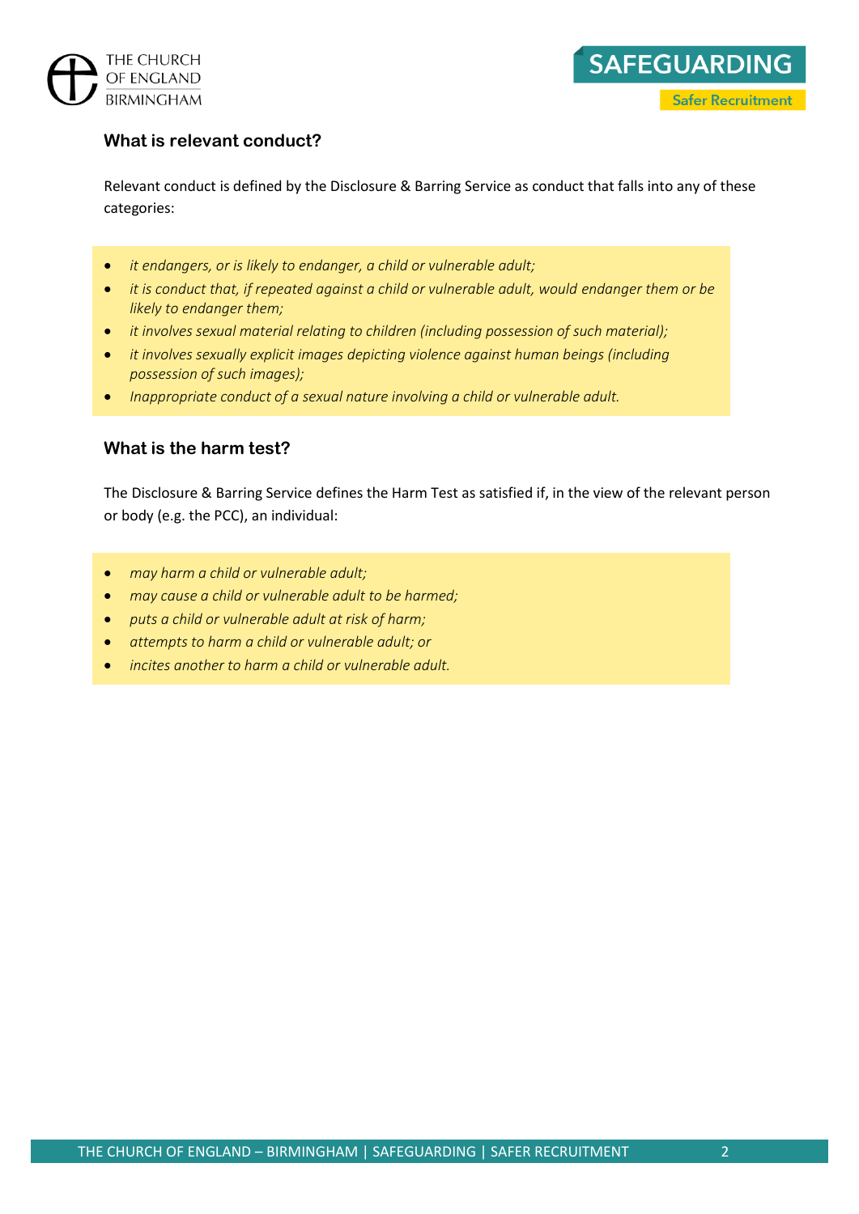## What is relevant conduct?

Relevant conduct is defined by the Disclosure & Barring Service as conduct that falls into any of these categories:

- *it endangers, or is likely to endanger, a child or vulnerable adult;*
- *it is conduct that, if repeated against a child or vulnerable adult, would endanger them or be likely to endanger them;*
- *it involves sexual material relating to children (including possession of such material);*
- *it involves sexually explicit images depicting violence against human beings (including possession of such images);*
- *Inappropriate conduct of a sexual nature involving a child or vulnerable adult.*

## What is the harm test?

The Disclosure & Barring Service defines the Harm Test as satisfied if, in the view of the relevant person or body (e.g. the PCC), an individual:

- *may harm a child or vulnerable adult;*
- *may cause a child or vulnerable adult to be harmed;*
- *puts a child or vulnerable adult at risk of harm;*
- *attempts to harm a child or vulnerable adult; or*
- *incites another to harm a child or vulnerable adult.*